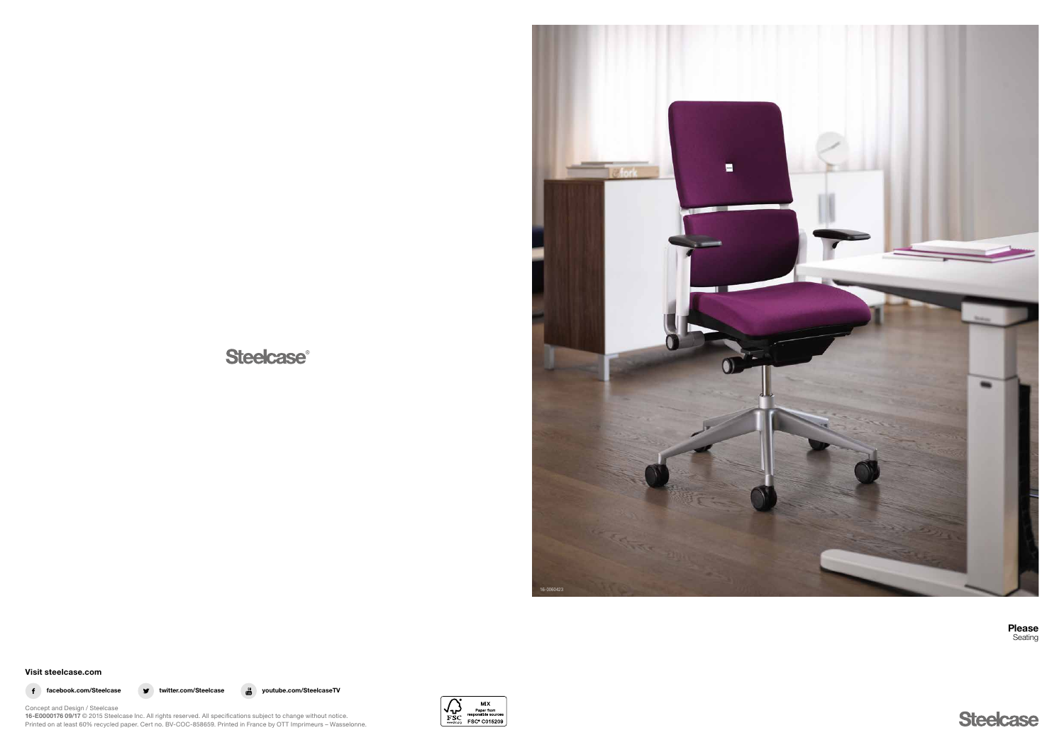Steelcase®

16-0060423

**Please**
Seating

**Visit steelcase.com**

**facebook.com/Steelcase** **twitter.com/Steelcase** **youtube.com/SteelcaseTV**

Concept and Design / Steelcase
**16-E0000176 09/17** © 2015 Steelcase Inc. All rights reserved. All specifications subject to change without notice.
Printed on at least 60% recycled paper. Cert no. BV-COC-858659. Printed in France by OTT Imprimeurs – Wasselonne.

MIX
Paper from responsible sources
FSC® C015209

Steelcase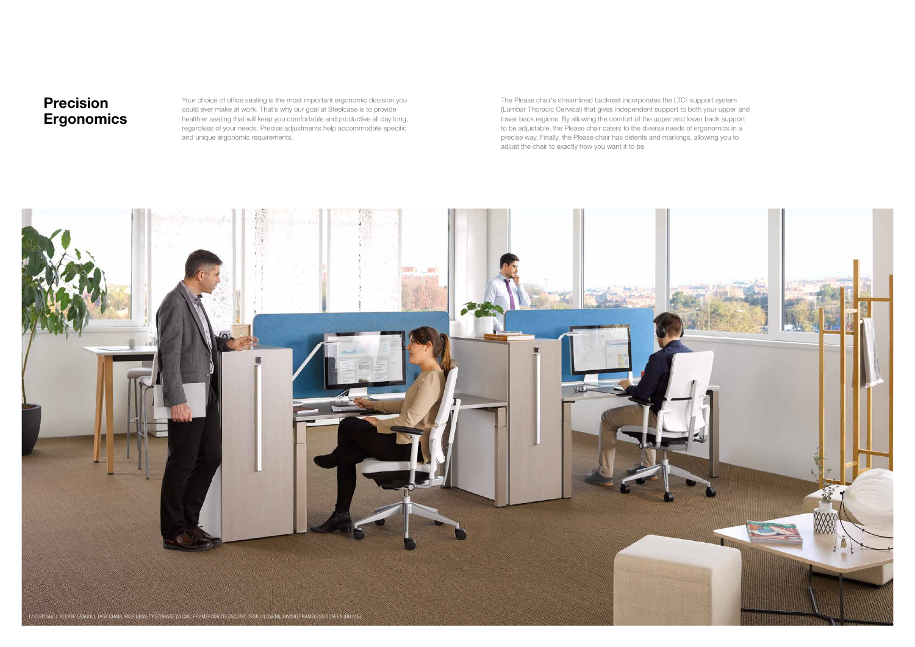# Precision Ergonomics

Your choice of office seating is the most important ergonomic decision you could ever make at work. That's why our goal at Steelcase is to provide healthier seating that will keep you comfortable and productive all day long, regardless of your needs. Precise adjustments help accommodate specific and unique ergonomic requirements.

The Please chair's streamlined backrest incorporates the LTC² support system (Lumbar Thoracic Cervical) that gives independent support to both your upper and lower back regions. By allowing the comfort of the upper and lower back support to be adjustable, the Please chair caters to the diverse needs of ergonomics in a precise way. Finally, the Please chair has detents and markings, allowing you to adjust the chair to exactly how you want it to be.

17-0081246 | PLEASE SEAGULL TASK CHAIR, HIGH DENSITY STORAGE (2LCW), FRAMEFOUR TELESCOPIC DESK (2LCW/NI), DIVISIO FRAMELESS SCREEN (HU A16)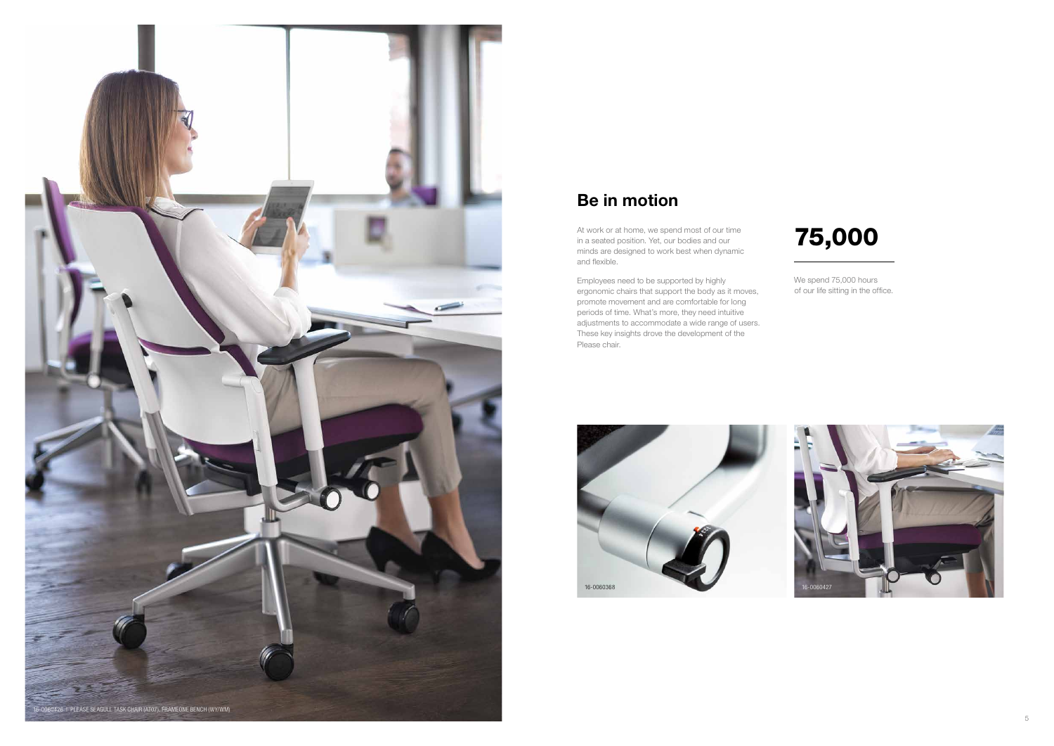16-0060426 | PLEASE SEAGULL TASK CHAIR (AT07), FRAMEONE BENCH (WY/WM)

## Be in motion

At work or at home, we spend most of our time in a seated position. Yet, our bodies and our minds are designed to work best when dynamic and flexible.

Employees need to be supported by highly ergonomic chairs that support the body as it moves, promote movement and are comfortable for long periods of time. What's more, they need intuitive adjustments to accommodate a wide range of users. These key insights drove the development of the Please chair.

# 75,000

We spend 75,000 hours of our life sitting in the office.

16-0060368

16-0060427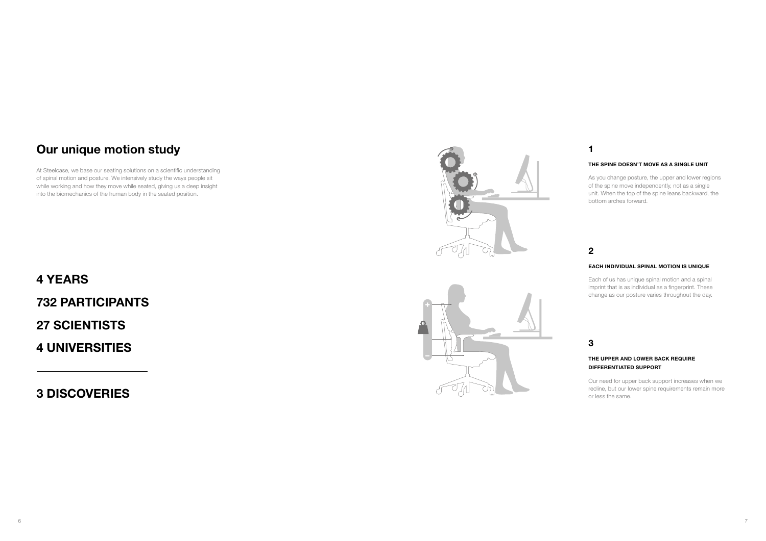## Our unique motion study

At Steelcase, we base our seating solutions on a scientific understanding of spinal motion and posture. We intensively study the ways people sit while working and how they move while seated, giving us a deep insight into the biomechanics of the human body in the seated position.

**4 YEARS**

**732 PARTICIPANTS**

**27 SCIENTISTS**

**4 UNIVERSITIES**

---

**3 DISCOVERIES**

### 1

**THE SPINE DOESN'T MOVE AS A SINGLE UNIT**

As you change posture, the upper and lower regions of the spine move independently, not as a single unit. When the top of the spine leans backward, the bottom arches forward.

### 2

**EACH INDIVIDUAL SPINAL MOTION IS UNIQUE**

Each of us has unique spinal motion and a spinal imprint that is as individual as a fingerprint. These change as our posture varies throughout the day.

### 3

**THE UPPER AND LOWER BACK REQUIRE DIFFERENTIATED SUPPORT**

Our need for upper back support increases when we recline, but our lower spine requirements remain more or less the same.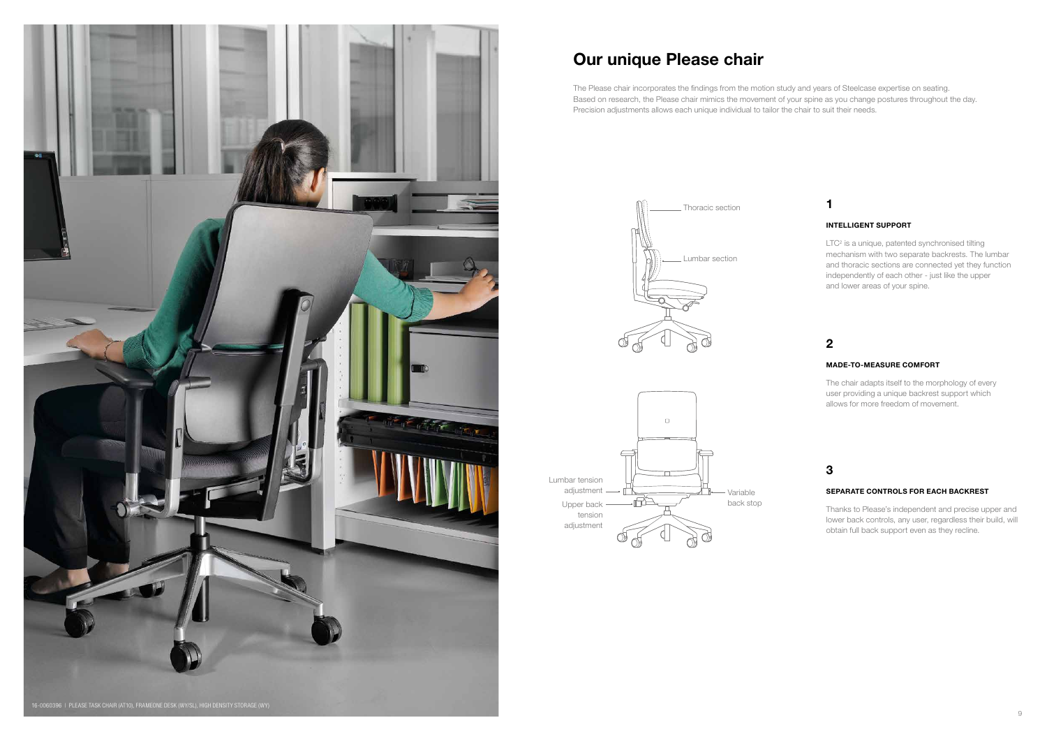# Our unique Please chair

The Please chair incorporates the findings from the motion study and years of Steelcase expertise on seating. Based on research, the Please chair mimics the movement of your spine as you change postures throughout the day. Precision adjustments allows each unique individual to tailor the chair to suit their needs.

Thoracic section

Lumbar section

Lumbar tension adjustment

Upper back tension adjustment

Variable back stop

## 1

### INTELLIGENT SUPPORT

LTC[2] is a unique, patented synchronised tilting mechanism with two separate backrests. The lumbar and thoracic sections are connected yet they function independently of each other - just like the upper and lower areas of your spine.

## 2

### MADE-TO-MEASURE COMFORT

The chair adapts itself to the morphology of every user providing a unique backrest support which allows for more freedom of movement.

## 3

### SEPARATE CONTROLS FOR EACH BACKREST

Thanks to Please's independent and precise upper and lower back controls, any user, regardless their build, will obtain full back support even as they recline.

16-0060396 | PLEASE TASK CHAIR (AT10), FRAMEONE DESK (WY/SL), HIGH DENSITY STORAGE (WY)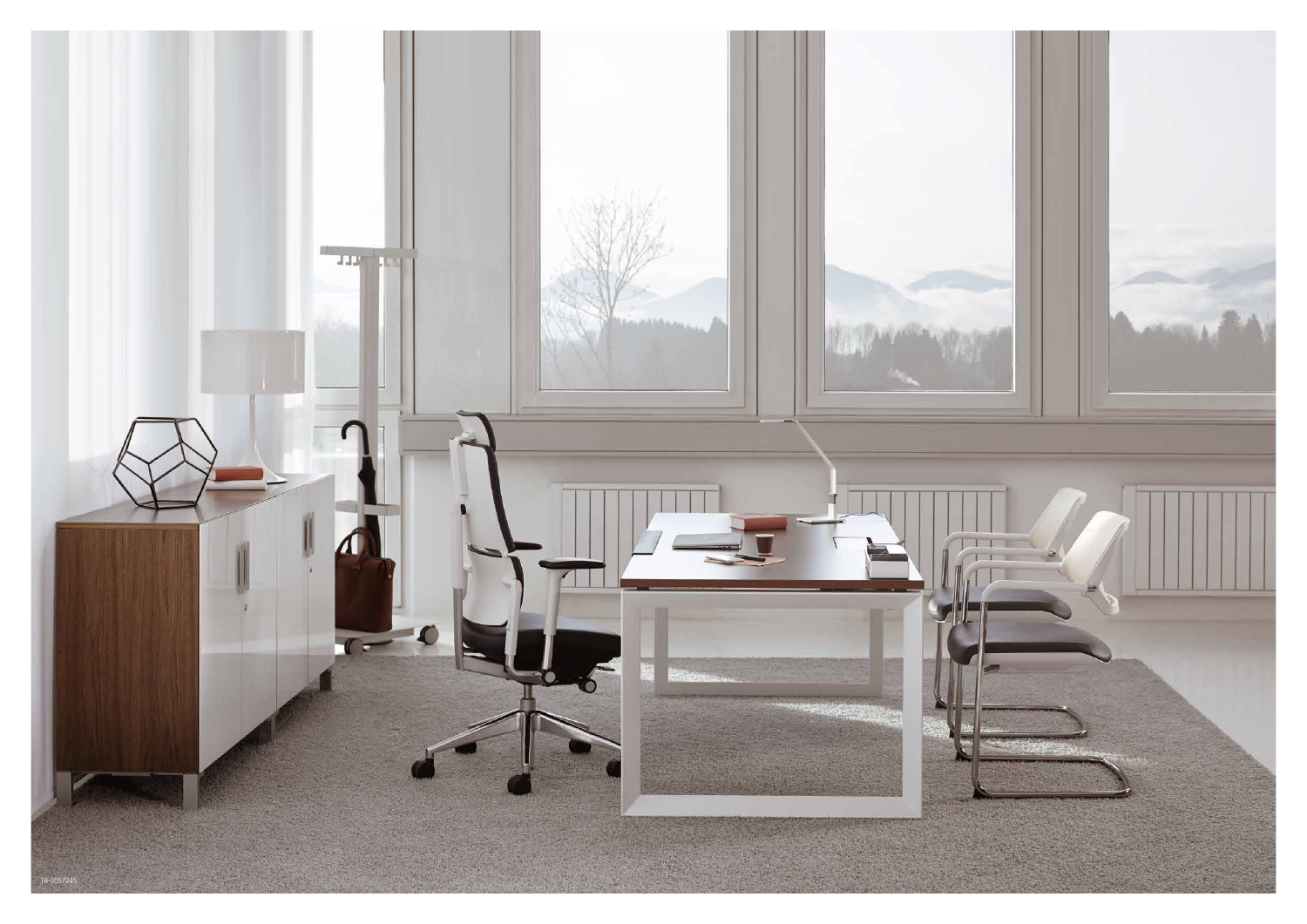16-0057245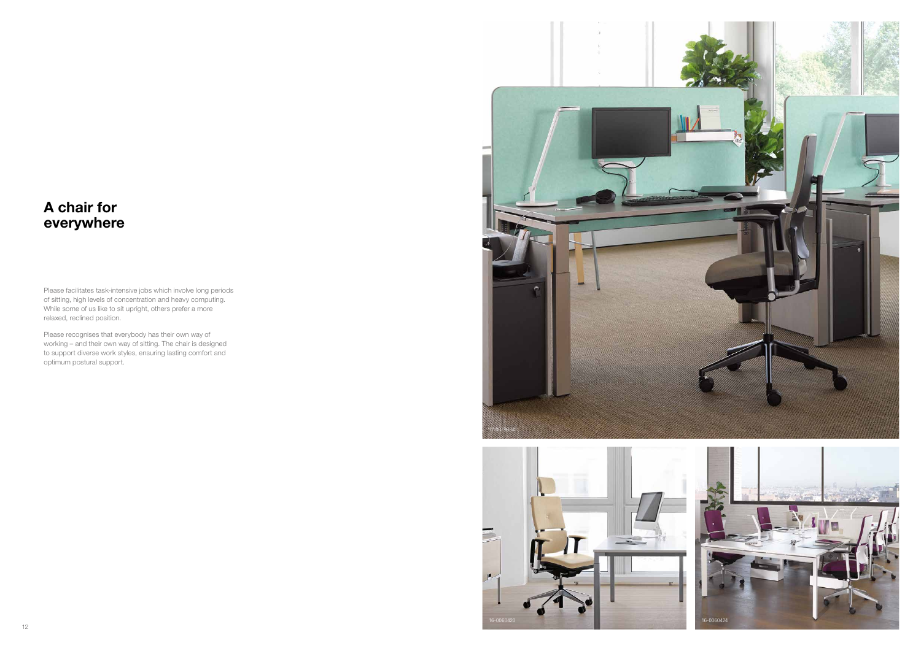# A chair for everywhere

Please facilitates task-intensive jobs which involve long periods of sitting, high levels of concentration and heavy computing. While some of us like to sit upright, others prefer a more relaxed, reclined position.

Please recognises that everybody has their own way of working – and their own way of sitting. The chair is designed to support diverse work styles, ensuring lasting comfort and optimum postural support.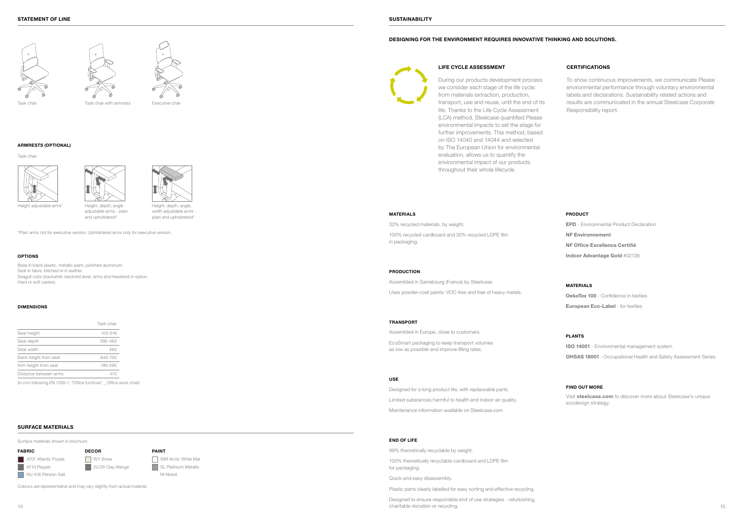## STATEMENT OF LINE

Task chair

Task chair with armrests

Executive chair

### ARMRESTS (OPTIONAL)

Task chair

Height adjustable arms*

Height, depth, angle adjustable arms - plain and upholstered*

Height, depth, angle, width adjustable arms - plain and upholstered*

*Plain arms not for executive version. Upholstered arms only for executive version.

### OPTIONS

Base in black plastic, metallic paint, polished aluminium.
Seat in fabric stitched or in leather.
Seagull color (backshell, backrest lever, arms and headrest) in option.
Hard or soft casters.

### DIMENSIONS

| | Task chair |
|---|---|
| Seat height | 412-516 |
| Seat depth | 395-463 |
| Seat width | 460 |
| Back height from seat | 645-705 |
| Arm height from seat | 195-295 |
| Distance between arms | 470 |

(in mm following EN 1335-1: "Office furniture" _ Office work chair)

## SURFACE MATERIALS

Surface materials shown in brochure:

**FABRIC**

- AT07 Atlantic Purple
- AT10 Pepper
- HU A16 Persian Salt

**DECOR**

- WY Snow
- 2LCW Clay Wenge

**PAINT**

- WM Arctic White Mat
- SL Platinium Metallic
- NI Nickel

Colours are representative and may vary slightly from actual material.

## SUSTAINABILITY

### DESIGNING FOR THE ENVIRONMENT REQUIRES INNOVATIVE THINKING AND SOLUTIONS.

#### LIFE CYCLE ASSESSMENT

During our products development process we consider each stage of the life cycle: from materials extraction, production, transport, use and reuse, until the end of its life. Thanks to the Life Cycle Assessment (LCA) method, Steelcase quantified Please environmental impacts to set the stage for further improvements. This method, based on ISO 14040 and 14044 and selected by The European Union for environmental evaluation, allows us to quantify the environmental impact of our products throughout their whole lifecycle.

#### MATERIALS

32% recycled materials, by weight.

100% recycled cardboard and 30% recycled LDPE film in packaging.

#### PRODUCTION

Assembled in Sarrebourg (France) by Steelcase.

Uses powder-coat paints: VOC-free and free of heavy metals.

#### TRANSPORT

Assembled in Europe, close to customers.

EcoSmart packaging to keep transport volumes as low as possible and improve filling rates.

#### USE

Designed for a long product life, with replaceable parts.

Limited substances harmful to health and indoor air quality.

Maintenance information available on Steelcase.com

#### END OF LIFE

99% theoretically recyclable by weight.

100% theoretically recyclable cardboard and LDPE film for packaging.

Quick and easy disassembly.

Plastic parts clearly labelled for easy sorting and effective recycling.

Designed to ensure responsible end of use strategies - refurbishing, charitable donation or recycling.

#### CERTIFICATIONS

To show continuous improvements, we communicate Please environmental performance through voluntary environmental labels and declarations. Sustainability related actions and results are communicated in the annual Steelcase Corporate Responsibility report.

#### PRODUCT

**EPD** - Environmental Product Declaration

**NF Environnement**

**NF Office Excellence Certifié**

**Indoor Advantage Gold** #02138

#### MATERIALS

**OekoTex 100** - Confidence in textiles

**European Eco-Label** - for textiles

#### PLANTS

**ISO 14001** - Environmental management system

**OHSAS 18001** - Occupational Health and Safety Assessment Series

#### FIND OUT MORE

Visit **steelcase.com** to discover more about Steelcase's unique ecodesign strategy.